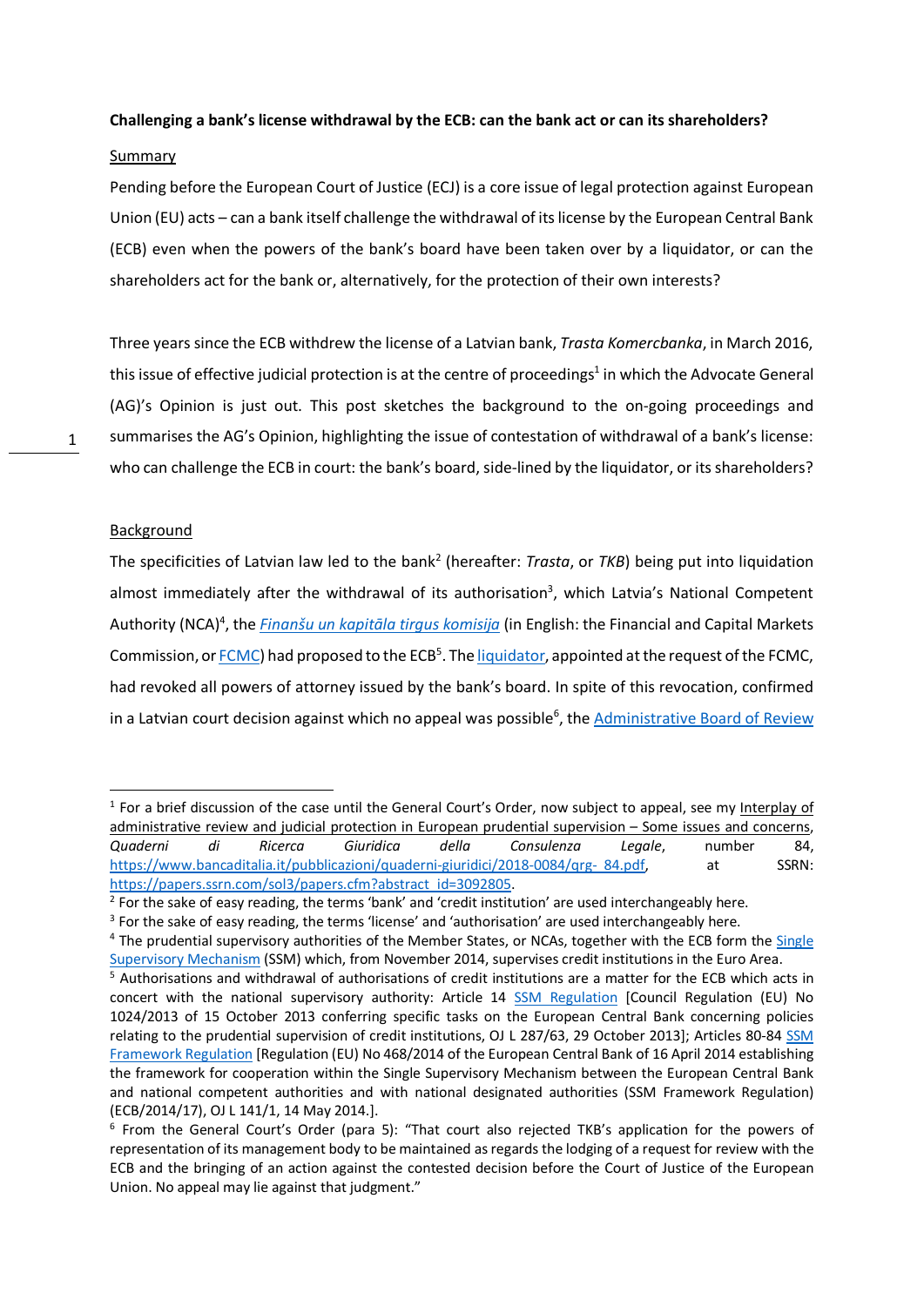**Challenging a bank's license withdrawal by the ECB: can the bank act or can its shareholders?**

Summary

Pending before the European Court of Justice (ECJ) is a core issue of legal protection against European Union (EU) acts – can a bank itself challenge the withdrawal of its license by the European Central Bank (ECB) even when the powers of the bank's board have been taken over by a liquidator, or can the shareholders act for the bank or, alternatively, for the protection of their own interests?

Three years since the ECB withdrew the license of a Latvian bank, *Trasta Komercbanka*, in March 2016, this issue of effective judicial protection is at the centre of proceedings[1] in which the Advocate General (AG)'s Opinion is just out. This post sketches the background to the on-going proceedings and summarises the AG's Opinion, highlighting the issue of contestation of withdrawal of a bank's license: who can challenge the ECB in court: the bank's board, side-lined by the liquidator, or its shareholders?

Background

The specificities of Latvian law led to the bank[2] (hereafter: *Trasta*, or *TKB*) being put into liquidation almost immediately after the withdrawal of its authorisation[3], which Latvia's National Competent Authority (NCA)[4], the *Finanšu un kapitāla tirgus komisija* (in English: the Financial and Capital Markets Commission, or FCMC) had proposed to the ECB[5]. The liquidator, appointed at the request of the FCMC, had revoked all powers of attorney issued by the bank's board. In spite of this revocation, confirmed in a Latvian court decision against which no appeal was possible[6], the Administrative Board of Review

---

[1] For a brief discussion of the case until the General Court's Order, now subject to appeal, see my Interplay of administrative review and judicial protection in European prudential supervision – Some issues and concerns, *Quaderni di Ricerca Giuridica della Consulenza Legale*, number 84, https://www.bancaditalia.it/pubblicazioni/quaderni-giuridici/2018-0084/qrg-84.pdf, at SSRN: https://papers.ssrn.com/sol3/papers.cfm?abstract_id=3092805.

[2] For the sake of easy reading, the terms 'bank' and 'credit institution' are used interchangeably here.

[3] For the sake of easy reading, the terms 'license' and 'authorisation' are used interchangeably here.

[4] The prudential supervisory authorities of the Member States, or NCAs, together with the ECB form the Single Supervisory Mechanism (SSM) which, from November 2014, supervises credit institutions in the Euro Area.

[5] Authorisations and withdrawal of authorisations of credit institutions are a matter for the ECB which acts in concert with the national supervisory authority: Article 14 SSM Regulation [Council Regulation (EU) No 1024/2013 of 15 October 2013 conferring specific tasks on the European Central Bank concerning policies relating to the prudential supervision of credit institutions, OJ L 287/63, 29 October 2013]; Articles 80-84 SSM Framework Regulation [Regulation (EU) No 468/2014 of the European Central Bank of 16 April 2014 establishing the framework for cooperation within the Single Supervisory Mechanism between the European Central Bank and national competent authorities and with national designated authorities (SSM Framework Regulation) (ECB/2014/17), OJ L 141/1, 14 May 2014.].

[6] From the General Court's Order (para 5): "That court also rejected TKB's application for the powers of representation of its management body to be maintained as regards the lodging of a request for review with the ECB and the bringing of an action against the contested decision before the Court of Justice of the European Union. No appeal may lie against that judgment."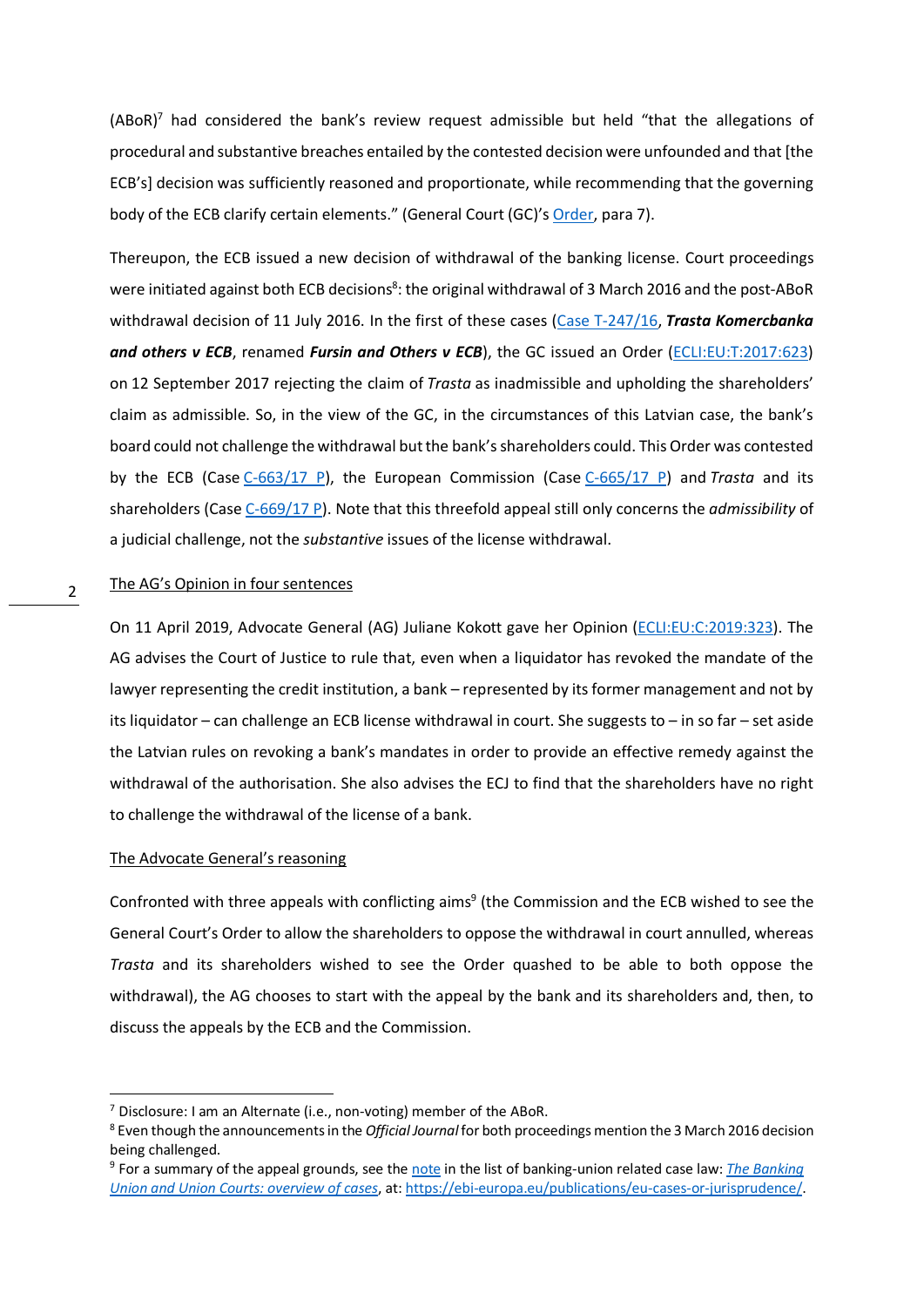(ABoR)[7] had considered the bank's review request admissible but held "that the allegations of procedural and substantive breaches entailed by the contested decision were unfounded and that [the ECB's] decision was sufficiently reasoned and proportionate, while recommending that the governing body of the ECB clarify certain elements." (General Court (GC)'s Order, para 7).

Thereupon, the ECB issued a new decision of withdrawal of the banking license. Court proceedings were initiated against both ECB decisions[8]: the original withdrawal of 3 March 2016 and the post-ABoR withdrawal decision of 11 July 2016. In the first of these cases (Case T-247/16, ***Trasta Komercbanka and others v ECB***, renamed ***Fursin and Others v ECB***), the GC issued an Order (ECLI:EU:T:2017:623) on 12 September 2017 rejecting the claim of *Trasta* as inadmissible and upholding the shareholders' claim as admissible. So, in the view of the GC, in the circumstances of this Latvian case, the bank's board could not challenge the withdrawal but the bank's shareholders could. This Order was contested by the ECB (Case C-663/17 P), the European Commission (Case C-665/17 P) and *Trasta* and its shareholders (Case C-669/17 P). Note that this threefold appeal still only concerns the *admissibility* of a judicial challenge, not the *substantive* issues of the license withdrawal.

## The AG's Opinion in four sentences

On 11 April 2019, Advocate General (AG) Juliane Kokott gave her Opinion (ECLI:EU:C:2019:323). The AG advises the Court of Justice to rule that, even when a liquidator has revoked the mandate of the lawyer representing the credit institution, a bank – represented by its former management and not by its liquidator – can challenge an ECB license withdrawal in court. She suggests to – in so far – set aside the Latvian rules on revoking a bank's mandates in order to provide an effective remedy against the withdrawal of the authorisation. She also advises the ECJ to find that the shareholders have no right to challenge the withdrawal of the license of a bank.

## The Advocate General's reasoning

Confronted with three appeals with conflicting aims[9] (the Commission and the ECB wished to see the General Court's Order to allow the shareholders to oppose the withdrawal in court annulled, whereas *Trasta* and its shareholders wished to see the Order quashed to be able to both oppose the withdrawal), the AG chooses to start with the appeal by the bank and its shareholders and, then, to discuss the appeals by the ECB and the Commission.

---

[7] Disclosure: I am an Alternate (i.e., non-voting) member of the ABoR.

[8] Even though the announcements in the *Official Journal* for both proceedings mention the 3 March 2016 decision being challenged.

[9] For a summary of the appeal grounds, see the note in the list of banking-union related case law: *The Banking Union and Union Courts: overview of cases*, at: https://ebi-europa.eu/publications/eu-cases-or-jurisprudence/.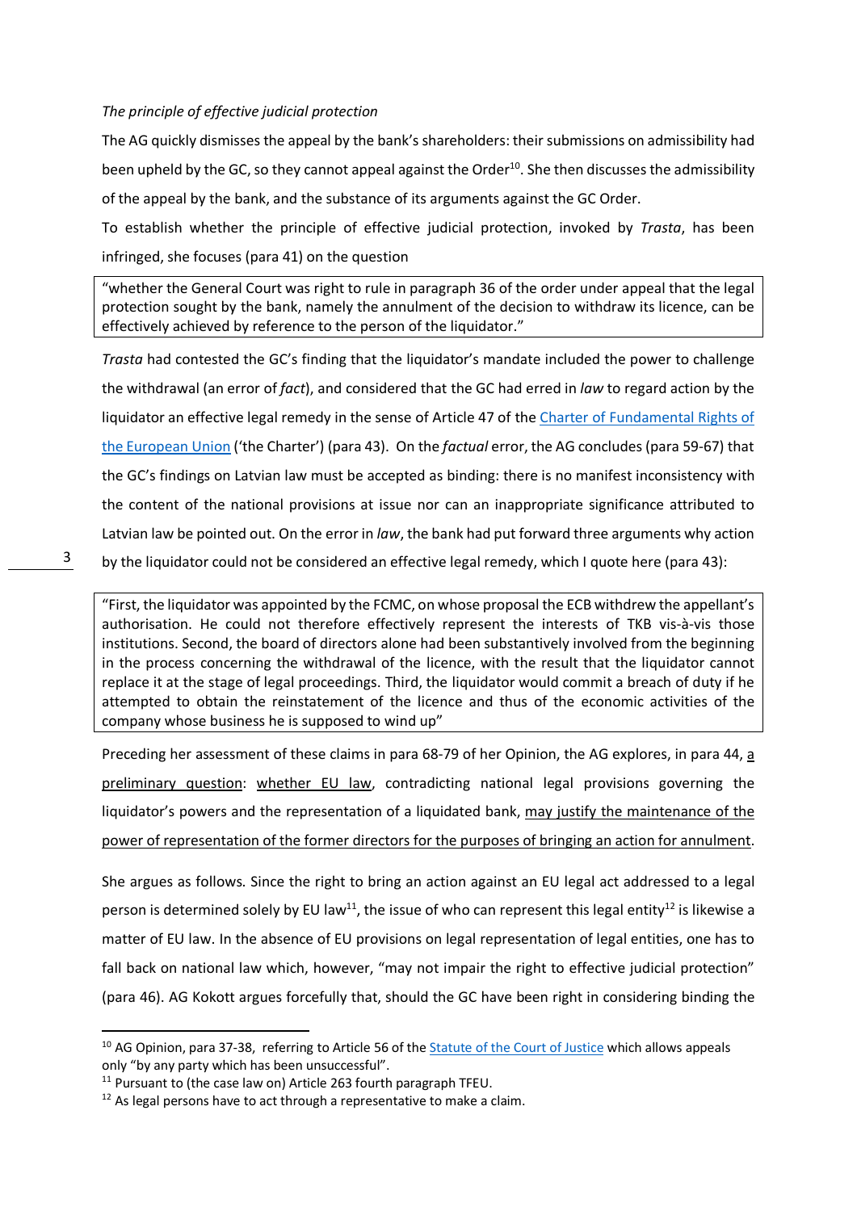*The principle of effective judicial protection*

The AG quickly dismisses the appeal by the bank's shareholders: their submissions on admissibility had been upheld by the GC, so they cannot appeal against the Order[10]. She then discusses the admissibility of the appeal by the bank, and the substance of its arguments against the GC Order.

To establish whether the principle of effective judicial protection, invoked by *Trasta*, has been infringed, she focuses (para 41) on the question

> "whether the General Court was right to rule in paragraph 36 of the order under appeal that the legal protection sought by the bank, namely the annulment of the decision to withdraw its licence, can be effectively achieved by reference to the person of the liquidator."

*Trasta* had contested the GC's finding that the liquidator's mandate included the power to challenge the withdrawal (an error of *fact*), and considered that the GC had erred in *law* to regard action by the liquidator an effective legal remedy in the sense of Article 47 of the Charter of Fundamental Rights of the European Union ('the Charter') (para 43). On the *factual* error, the AG concludes (para 59-67) that the GC's findings on Latvian law must be accepted as binding: there is no manifest inconsistency with the content of the national provisions at issue nor can an inappropriate significance attributed to Latvian law be pointed out. On the error in *law*, the bank had put forward three arguments why action by the liquidator could not be considered an effective legal remedy, which I quote here (para 43):

> "First, the liquidator was appointed by the FCMC, on whose proposal the ECB withdrew the appellant's authorisation. He could not therefore effectively represent the interests of TKB vis-à-vis those institutions. Second, the board of directors alone had been substantively involved from the beginning in the process concerning the withdrawal of the licence, with the result that the liquidator cannot replace it at the stage of legal proceedings. Third, the liquidator would commit a breach of duty if he attempted to obtain the reinstatement of the licence and thus of the economic activities of the company whose business he is supposed to wind up"

Preceding her assessment of these claims in para 68-79 of her Opinion, the AG explores, in para 44, a preliminary question: whether EU law, contradicting national legal provisions governing the liquidator's powers and the representation of a liquidated bank, may justify the maintenance of the power of representation of the former directors for the purposes of bringing an action for annulment.

She argues as follows. Since the right to bring an action against an EU legal act addressed to a legal person is determined solely by EU law[11], the issue of who can represent this legal entity[12] is likewise a matter of EU law. In the absence of EU provisions on legal representation of legal entities, one has to fall back on national law which, however, "may not impair the right to effective judicial protection" (para 46). AG Kokott argues forcefully that, should the GC have been right in considering binding the

---

[10] AG Opinion, para 37-38, referring to Article 56 of the Statute of the Court of Justice which allows appeals only "by any party which has been unsuccessful".

[11] Pursuant to (the case law on) Article 263 fourth paragraph TFEU.

[12] As legal persons have to act through a representative to make a claim.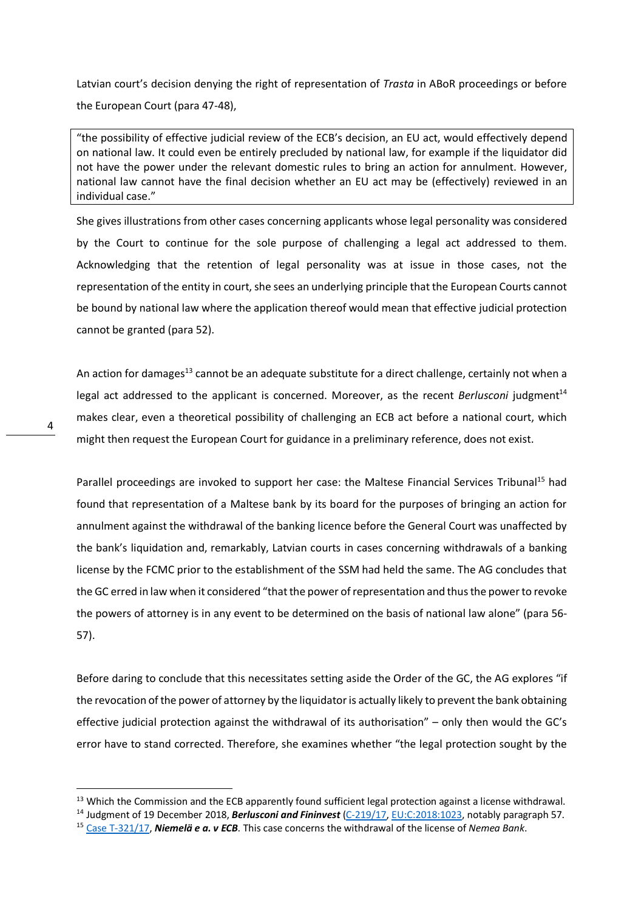Latvian court's decision denying the right of representation of *Trasta* in ABoR proceedings or before the European Court (para 47-48),

> "the possibility of effective judicial review of the ECB's decision, an EU act, would effectively depend on national law. It could even be entirely precluded by national law, for example if the liquidator did not have the power under the relevant domestic rules to bring an action for annulment. However, national law cannot have the final decision whether an EU act may be (effectively) reviewed in an individual case."

She gives illustrations from other cases concerning applicants whose legal personality was considered by the Court to continue for the sole purpose of challenging a legal act addressed to them. Acknowledging that the retention of legal personality was at issue in those cases, not the representation of the entity in court, she sees an underlying principle that the European Courts cannot be bound by national law where the application thereof would mean that effective judicial protection cannot be granted (para 52).

An action for damages[13] cannot be an adequate substitute for a direct challenge, certainly not when a legal act addressed to the applicant is concerned. Moreover, as the recent *Berlusconi* judgment[14] makes clear, even a theoretical possibility of challenging an ECB act before a national court, which might then request the European Court for guidance in a preliminary reference, does not exist.

Parallel proceedings are invoked to support her case: the Maltese Financial Services Tribunal[15] had found that representation of a Maltese bank by its board for the purposes of bringing an action for annulment against the withdrawal of the banking licence before the General Court was unaffected by the bank's liquidation and, remarkably, Latvian courts in cases concerning withdrawals of a banking license by the FCMC prior to the establishment of the SSM had held the same. The AG concludes that the GC erred in law when it considered "that the power of representation and thus the power to revoke the powers of attorney is in any event to be determined on the basis of national law alone" (para 56-57).

Before daring to conclude that this necessitates setting aside the Order of the GC, the AG explores "if the revocation of the power of attorney by the liquidator is actually likely to prevent the bank obtaining effective judicial protection against the withdrawal of its authorisation" – only then would the GC's error have to stand corrected. Therefore, she examines whether "the legal protection sought by the

---

[13] Which the Commission and the ECB apparently found sufficient legal protection against a license withdrawal.

[14] Judgment of 19 December 2018, ***Berlusconi and Fininvest*** (C-219/17, EU:C:2018:1023, notably paragraph 57.

[15] Case T-321/17, ***Niemelä e a. v ECB***. This case concerns the withdrawal of the license of *Nemea Bank*.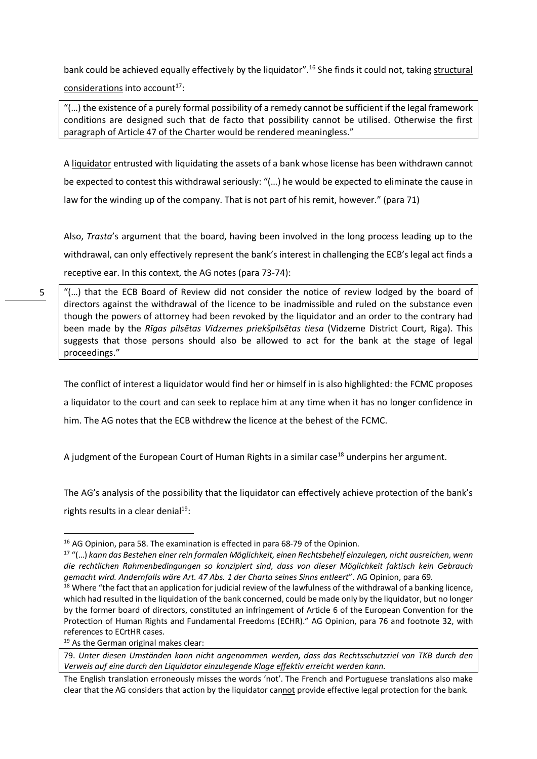bank could be achieved equally effectively by the liquidator".[16] She finds it could not, taking structural considerations into account[17]:

> "(…) the existence of a purely formal possibility of a remedy cannot be sufficient if the legal framework conditions are designed such that de facto that possibility cannot be utilised. Otherwise the first paragraph of Article 47 of the Charter would be rendered meaningless."

A liquidator entrusted with liquidating the assets of a bank whose license has been withdrawn cannot be expected to contest this withdrawal seriously: "(…) he would be expected to eliminate the cause in law for the winding up of the company. That is not part of his remit, however." (para 71)

Also, *Trasta*'s argument that the board, having been involved in the long process leading up to the withdrawal, can only effectively represent the bank's interest in challenging the ECB's legal act finds a receptive ear. In this context, the AG notes (para 73-74):

> "(…) that the ECB Board of Review did not consider the notice of review lodged by the board of directors against the withdrawal of the licence to be inadmissible and ruled on the substance even though the powers of attorney had been revoked by the liquidator and an order to the contrary had been made by the *Rīgas pilsētas Vidzemes priekšpilsētas tiesa* (Vidzeme District Court, Riga). This suggests that those persons should also be allowed to act for the bank at the stage of legal proceedings."

The conflict of interest a liquidator would find her or himself in is also highlighted: the FCMC proposes a liquidator to the court and can seek to replace him at any time when it has no longer confidence in him. The AG notes that the ECB withdrew the licence at the behest of the FCMC.

A judgment of the European Court of Human Rights in a similar case[18] underpins her argument.

The AG's analysis of the possibility that the liquidator can effectively achieve protection of the bank's rights results in a clear denial[19]:

---

[16] AG Opinion, para 58. The examination is effected in para 68-79 of the Opinion.

[17] "(…) *kann das Bestehen einer rein formalen Möglichkeit, einen Rechtsbehelf einzulegen, nicht ausreichen, wenn die rechtlichen Rahmenbedingungen so konzipiert sind, dass von dieser Möglichkeit faktisch kein Gebrauch gemacht wird. Andernfalls wäre Art. 47 Abs. 1 der Charta seines Sinns entleert*". AG Opinion, para 69.

[18] Where "the fact that an application for judicial review of the lawfulness of the withdrawal of a banking licence, which had resulted in the liquidation of the bank concerned, could be made only by the liquidator, but no longer by the former board of directors, constituted an infringement of Article 6 of the European Convention for the Protection of Human Rights and Fundamental Freedoms (ECHR)." AG Opinion, para 76 and footnote 32, with references to ECrtHR cases.

[19] As the German original makes clear:

> 79. *Unter diesen Umständen kann nicht angenommen werden, dass das Rechtsschutzziel von TKB durch den Verweis auf eine durch den Liquidator einzulegende Klage effektiv erreicht werden kann.*

The English translation erroneously misses the words 'not'. The French and Portuguese translations also make clear that the AG considers that action by the liquidator can<u>not</u> provide effective legal protection for the bank.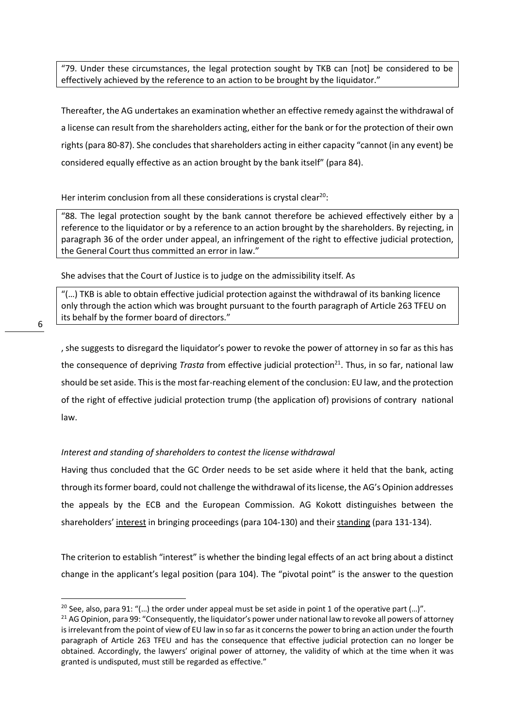> "79. Under these circumstances, the legal protection sought by TKB can [not] be considered to be effectively achieved by the reference to an action to be brought by the liquidator."

Thereafter, the AG undertakes an examination whether an effective remedy against the withdrawal of a license can result from the shareholders acting, either for the bank or for the protection of their own rights (para 80-87). She concludes that shareholders acting in either capacity "cannot (in any event) be considered equally effective as an action brought by the bank itself" (para 84).

Her interim conclusion from all these considerations is crystal clear[20]:

> "88. The legal protection sought by the bank cannot therefore be achieved effectively either by a reference to the liquidator or by a reference to an action brought by the shareholders. By rejecting, in paragraph 36 of the order under appeal, an infringement of the right to effective judicial protection, the General Court thus committed an error in law."

She advises that the Court of Justice is to judge on the admissibility itself. As

> "(…) TKB is able to obtain effective judicial protection against the withdrawal of its banking licence only through the action which was brought pursuant to the fourth paragraph of Article 263 TFEU on its behalf by the former board of directors."

, she suggests to disregard the liquidator's power to revoke the power of attorney in so far as this has the consequence of depriving *Trasta* from effective judicial protection[21]. Thus, in so far, national law should be set aside. This is the most far-reaching element of the conclusion: EU law, and the protection of the right of effective judicial protection trump (the application of) provisions of contrary national law.

*Interest and standing of shareholders to contest the license withdrawal*

Having thus concluded that the GC Order needs to be set aside where it held that the bank, acting through its former board, could not challenge the withdrawal of its license, the AG's Opinion addresses the appeals by the ECB and the European Commission. AG Kokott distinguishes between the shareholders' interest in bringing proceedings (para 104-130) and their standing (para 131-134).

The criterion to establish "interest" is whether the binding legal effects of an act bring about a distinct change in the applicant's legal position (para 104). The "pivotal point" is the answer to the question

---

[20] See, also, para 91: "(…) the order under appeal must be set aside in point 1 of the operative part (…)".

[21] AG Opinion, para 99: "Consequently, the liquidator's power under national law to revoke all powers of attorney is irrelevant from the point of view of EU law in so far as it concerns the power to bring an action under the fourth paragraph of Article 263 TFEU and has the consequence that effective judicial protection can no longer be obtained. Accordingly, the lawyers' original power of attorney, the validity of which at the time when it was granted is undisputed, must still be regarded as effective."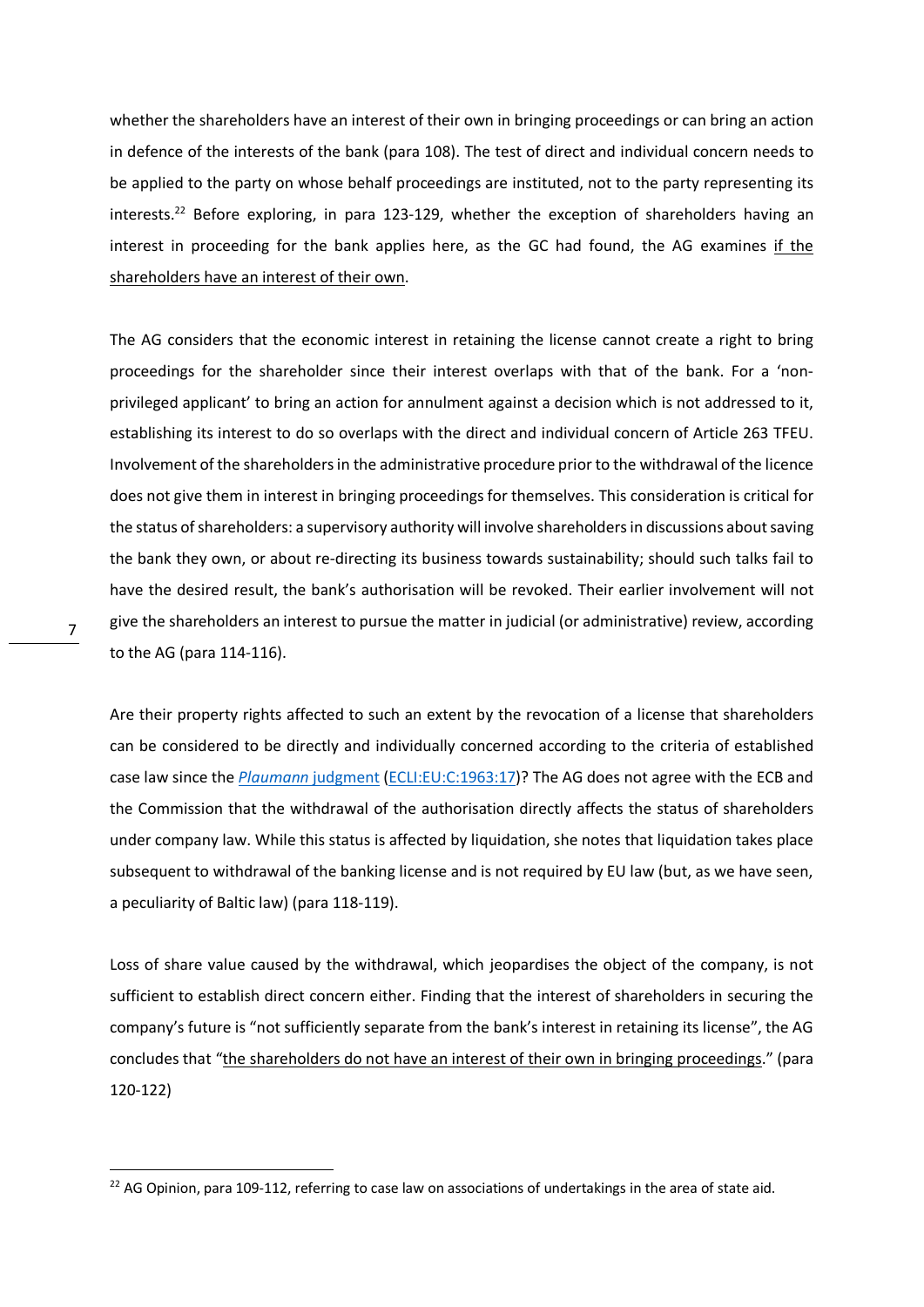whether the shareholders have an interest of their own in bringing proceedings or can bring an action in defence of the interests of the bank (para 108). The test of direct and individual concern needs to be applied to the party on whose behalf proceedings are instituted, not to the party representing its interests.[22] Before exploring, in para 123-129, whether the exception of shareholders having an interest in proceeding for the bank applies here, as the GC had found, the AG examines <u>if the shareholders have an interest of their own</u>.

The AG considers that the economic interest in retaining the license cannot create a right to bring proceedings for the shareholder since their interest overlaps with that of the bank. For a 'non-privileged applicant' to bring an action for annulment against a decision which is not addressed to it, establishing its interest to do so overlaps with the direct and individual concern of Article 263 TFEU. Involvement of the shareholders in the administrative procedure prior to the withdrawal of the licence does not give them in interest in bringing proceedings for themselves. This consideration is critical for the status of shareholders: a supervisory authority will involve shareholders in discussions about saving the bank they own, or about re-directing its business towards sustainability; should such talks fail to have the desired result, the bank's authorisation will be revoked. Their earlier involvement will not give the shareholders an interest to pursue the matter in judicial (or administrative) review, according to the AG (para 114-116).

Are their property rights affected to such an extent by the revocation of a license that shareholders can be considered to be directly and individually concerned according to the criteria of established case law since the [*Plaumann* judgment](ECLI:EU:C:1963:17) (ECLI:EU:C:1963:17)? The AG does not agree with the ECB and the Commission that the withdrawal of the authorisation directly affects the status of shareholders under company law. While this status is affected by liquidation, she notes that liquidation takes place subsequent to withdrawal of the banking license and is not required by EU law (but, as we have seen, a peculiarity of Baltic law) (para 118-119).

Loss of share value caused by the withdrawal, which jeopardises the object of the company, is not sufficient to establish direct concern either. Finding that the interest of shareholders in securing the company's future is "not sufficiently separate from the bank's interest in retaining its license", the AG concludes that "<u>the shareholders do not have an interest of their own in bringing proceedings</u>." (para 120-122)

---

[22] AG Opinion, para 109-112, referring to case law on associations of undertakings in the area of state aid.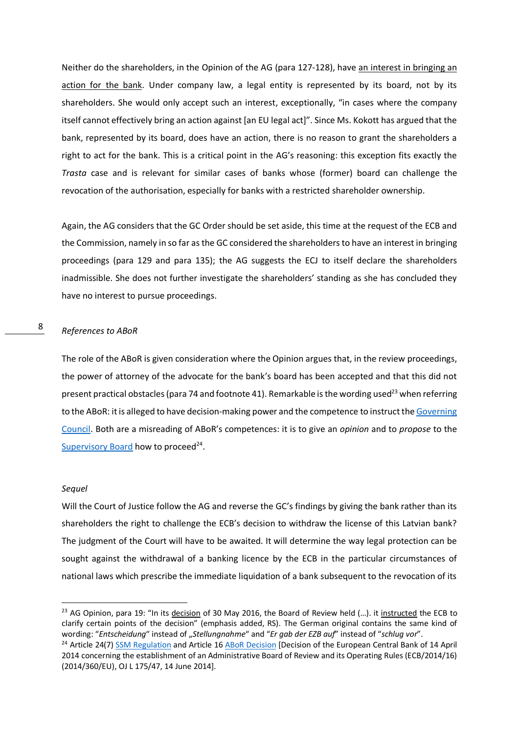Neither do the shareholders, in the Opinion of the AG (para 127-128), have an interest in bringing an action for the bank. Under company law, a legal entity is represented by its board, not by its shareholders. She would only accept such an interest, exceptionally, "in cases where the company itself cannot effectively bring an action against [an EU legal act]". Since Ms. Kokott has argued that the bank, represented by its board, does have an action, there is no reason to grant the shareholders a right to act for the bank. This is a critical point in the AG's reasoning: this exception fits exactly the *Trasta* case and is relevant for similar cases of banks whose (former) board can challenge the revocation of the authorisation, especially for banks with a restricted shareholder ownership.

Again, the AG considers that the GC Order should be set aside, this time at the request of the ECB and the Commission, namely in so far as the GC considered the shareholders to have an interest in bringing proceedings (para 129 and para 135); the AG suggests the ECJ to itself declare the shareholders inadmissible. She does not further investigate the shareholders' standing as she has concluded they have no interest to pursue proceedings.

*References to ABoR*

The role of the ABoR is given consideration where the Opinion argues that, in the review proceedings, the power of attorney of the advocate for the bank's board has been accepted and that this did not present practical obstacles (para 74 and footnote 41). Remarkable is the wording used[23] when referring to the ABoR: it is alleged to have decision-making power and the competence to instruct the Governing Council. Both are a misreading of ABoR's competences: it is to give an *opinion* and to *propose* to the Supervisory Board how to proceed[24].

*Sequel*

Will the Court of Justice follow the AG and reverse the GC's findings by giving the bank rather than its shareholders the right to challenge the ECB's decision to withdraw the license of this Latvian bank? The judgment of the Court will have to be awaited. It will determine the way legal protection can be sought against the withdrawal of a banking licence by the ECB in the particular circumstances of national laws which prescribe the immediate liquidation of a bank subsequent to the revocation of its

---

[23] AG Opinion, para 19: "In its decision of 30 May 2016, the Board of Review held (…). it instructed the ECB to clarify certain points of the decision" (emphasis added, RS). The German original contains the same kind of wording: "*Entscheidung*" instead of „*Stellungnahme*" and "*Er gab der EZB auf*" instead of "*schlug vor*".

[24] Article 24(7) SSM Regulation and Article 16 ABoR Decision [Decision of the European Central Bank of 14 April 2014 concerning the establishment of an Administrative Board of Review and its Operating Rules (ECB/2014/16) (2014/360/EU), OJ L 175/47, 14 June 2014].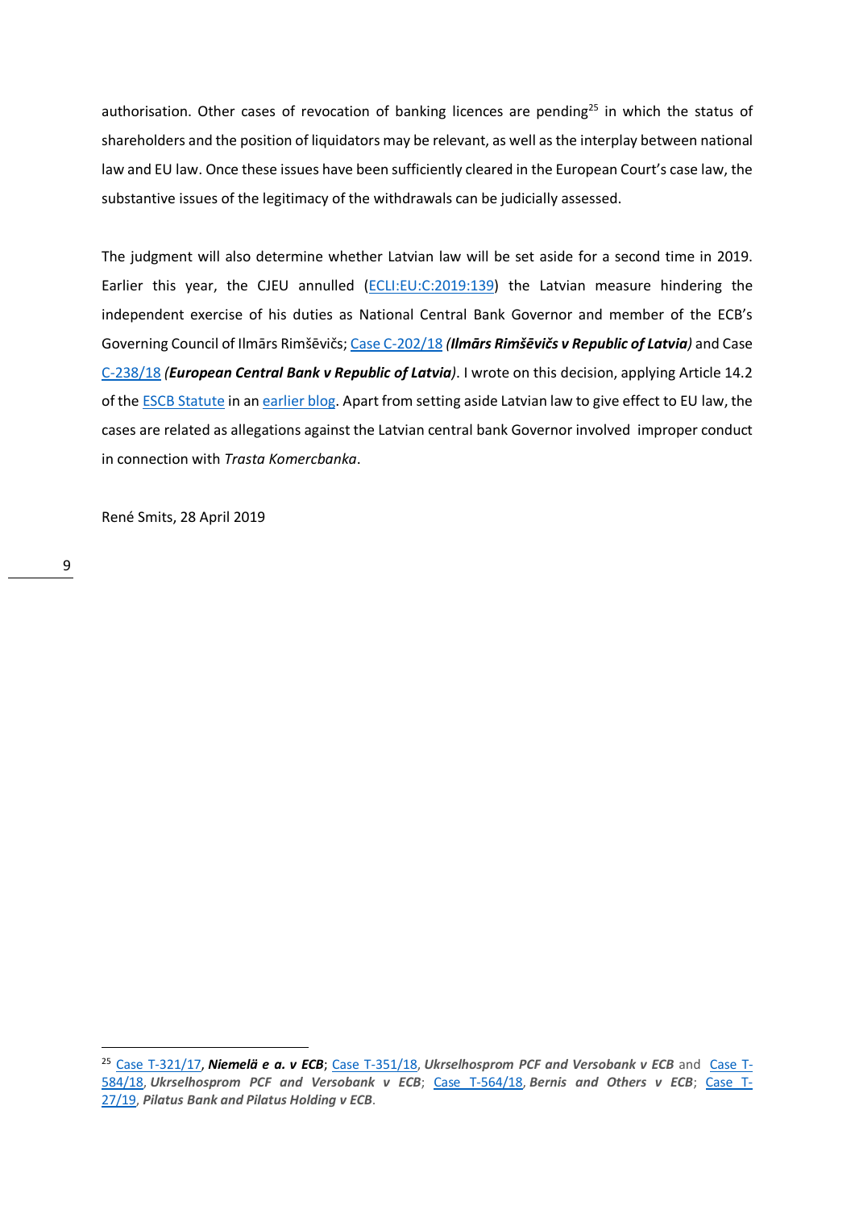authorisation. Other cases of revocation of banking licences are pending[25] in which the status of shareholders and the position of liquidators may be relevant, as well as the interplay between national law and EU law. Once these issues have been sufficiently cleared in the European Court's case law, the substantive issues of the legitimacy of the withdrawals can be judicially assessed.

The judgment will also determine whether Latvian law will be set aside for a second time in 2019. Earlier this year, the CJEU annulled (ECLI:EU:C:2019:139) the Latvian measure hindering the independent exercise of his duties as National Central Bank Governor and member of the ECB's Governing Council of Ilmārs Rimšēvičs; Case C-202/18 ***(Ilmārs Rimšēvičs v Republic of Latvia)*** and Case C-238/18 ***(European Central Bank v Republic of Latvia)***. I wrote on this decision, applying Article 14.2 of the ESCB Statute in an earlier blog. Apart from setting aside Latvian law to give effect to EU law, the cases are related as allegations against the Latvian central bank Governor involved improper conduct in connection with *Trasta Komercbanka*.

René Smits, 28 April 2019

[25] Case T-321/17, ***Niemelä e a. v ECB***; Case T-351/18, ***Ukrselhosprom PCF and Versobank v ECB*** and Case T-584/18, ***Ukrselhosprom PCF and Versobank v ECB***; Case T-564/18, ***Bernis and Others v ECB***; Case T-27/19, ***Pilatus Bank and Pilatus Holding v ECB***.